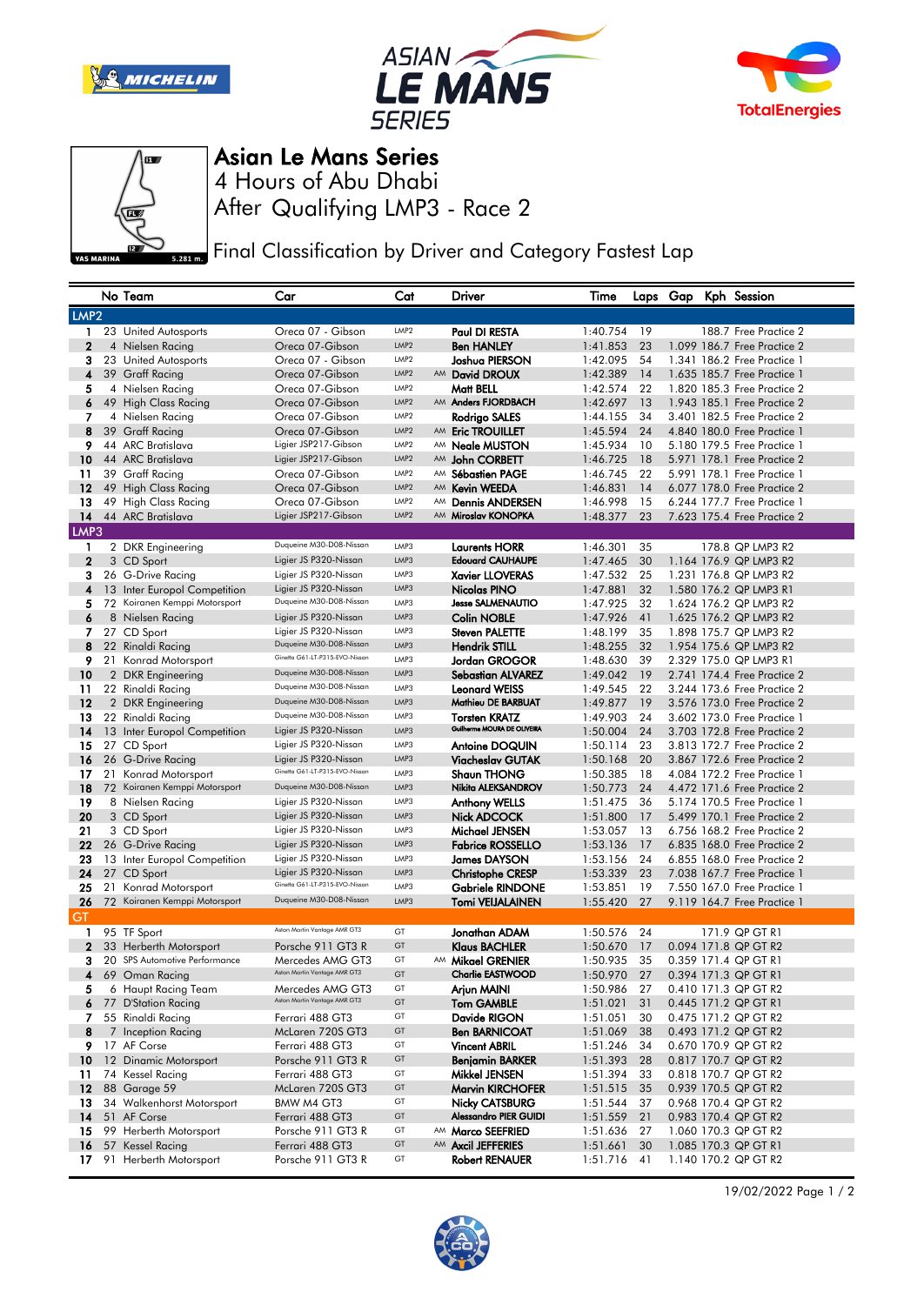# Asian Le Mans Series

## 4 Hours of Abu Dhabi

## After Qualifying LMP3 - Race 2

YAS MARINA 5.281 m.

### Final Classification by Driver and Category Fastest Lap

| | No | Team | Car | Cat | | Driver | Time | Laps | Gap | Kph | Session |
|---|---|---|---|---|---|---|---|---|---|---|---|
| **LMP2** | | | | | | | | | | | |
| 1 | 23 | United Autosports | Oreca 07 - Gibson | LMP2 | | Paul DI RESTA | 1:40.754 | 19 | | 188.7 | Free Practice 2 |
| 2 | 4 | Nielsen Racing | Oreca 07-Gibson | LMP2 | | Ben HANLEY | 1:41.853 | 23 | 1.099 | 186.7 | Free Practice 2 |
| 3 | 23 | United Autosports | Oreca 07 - Gibson | LMP2 | | Joshua PIERSON | 1:42.095 | 54 | 1.341 | 186.2 | Free Practice 1 |
| 4 | 39 | Graff Racing | Oreca 07-Gibson | LMP2 | AM | David DROUX | 1:42.389 | 14 | 1.635 | 185.7 | Free Practice 1 |
| 5 | 4 | Nielsen Racing | Oreca 07-Gibson | LMP2 | | Matt BELL | 1:42.574 | 22 | 1.820 | 185.3 | Free Practice 2 |
| 6 | 49 | High Class Racing | Oreca 07-Gibson | LMP2 | AM | Anders FJORDBACH | 1:42.697 | 13 | 1.943 | 185.1 | Free Practice 2 |
| 7 | 4 | Nielsen Racing | Oreca 07-Gibson | LMP2 | | Rodrigo SALES | 1:44.155 | 34 | 3.401 | 182.5 | Free Practice 2 |
| 8 | 39 | Graff Racing | Oreca 07-Gibson | LMP2 | AM | Eric TROUILLET | 1:45.594 | 24 | 4.840 | 180.0 | Free Practice 1 |
| 9 | 44 | ARC Bratislava | Ligier JSP217-Gibson | LMP2 | AM | Neale MUSTON | 1:45.934 | 10 | 5.180 | 179.5 | Free Practice 1 |
| 10 | 44 | ARC Bratislava | Ligier JSP217-Gibson | LMP2 | AM | John CORBETT | 1:46.725 | 18 | 5.971 | 178.1 | Free Practice 2 |
| 11 | 39 | Graff Racing | Oreca 07-Gibson | LMP2 | AM | Sébastien PAGE | 1:46.745 | 22 | 5.991 | 178.1 | Free Practice 1 |
| 12 | 49 | High Class Racing | Oreca 07-Gibson | LMP2 | AM | Kevin WEEDA | 1:46.831 | 14 | 6.077 | 178.0 | Free Practice 2 |
| 13 | 49 | High Class Racing | Oreca 07-Gibson | LMP2 | AM | Dennis ANDERSEN | 1:46.998 | 15 | 6.244 | 177.7 | Free Practice 1 |
| 14 | 44 | ARC Bratislava | Ligier JSP217-Gibson | LMP2 | AM | Miroslav KONOPKA | 1:48.377 | 23 | 7.623 | 175.4 | Free Practice 2 |
| **LMP3** | | | | | | | | | | | |
| 1 | 2 | DKR Engineering | Duqueine M30-D08-Nissan | LMP3 | | Laurents HORR | 1:46.301 | 35 | | 178.8 | QP LMP3 R2 |
| 2 | 3 | CD Sport | Ligier JS P320-Nissan | LMP3 | | Edouard CAUHAUPE | 1:47.465 | 30 | 1.164 | 176.9 | QP LMP3 R2 |
| 3 | 26 | G-Drive Racing | Ligier JS P320-Nissan | LMP3 | | Xavier LLOVERAS | 1:47.532 | 25 | 1.231 | 176.8 | QP LMP3 R2 |
| 4 | 13 | Inter Europol Competition | Ligier JS P320-Nissan | LMP3 | | Nicolas PINO | 1:47.881 | 32 | 1.580 | 176.2 | QP LMP3 R1 |
| 5 | 72 | Koiranen Kemppi Motorsport | Duqueine M30-D08-Nissan | LMP3 | | Jesse SALMENAUTIO | 1:47.925 | 32 | 1.624 | 176.2 | QP LMP3 R2 |
| 6 | 8 | Nielsen Racing | Ligier JS P320-Nissan | LMP3 | | Colin NOBLE | 1:47.926 | 41 | 1.625 | 176.2 | QP LMP3 R2 |
| 7 | 27 | CD Sport | Ligier JS P320-Nissan | LMP3 | | Steven PALETTE | 1:48.199 | 35 | 1.898 | 175.7 | QP LMP3 R2 |
| 8 | 22 | Rinaldi Racing | Duqueine M30-D08-Nissan | LMP3 | | Hendrik STILL | 1:48.255 | 32 | 1.954 | 175.6 | QP LMP3 R2 |
| 9 | 21 | Konrad Motorsport | Ginetta G61-LT-P315-EVO-Nissan | LMP3 | | Jordan GROGOR | 1:48.630 | 39 | 2.329 | 175.0 | QP LMP3 R1 |
| 10 | 2 | DKR Engineering | Duqueine M30-D08-Nissan | LMP3 | | Sebastian ALVAREZ | 1:49.042 | 19 | 2.741 | 174.4 | Free Practice 2 |
| 11 | 22 | Rinaldi Racing | Duqueine M30-D08-Nissan | LMP3 | | Leonard WEISS | 1:49.545 | 22 | 3.244 | 173.6 | Free Practice 2 |
| 12 | 2 | DKR Engineering | Duqueine M30-D08-Nissan | LMP3 | | Mathieu DE BARBUAT | 1:49.877 | 19 | 3.576 | 173.0 | Free Practice 2 |
| 13 | 22 | Rinaldi Racing | Duqueine M30-D08-Nissan | LMP3 | | Torsten KRATZ | 1:49.903 | 24 | 3.602 | 173.0 | Free Practice 1 |
| 14 | 13 | Inter Europol Competition | Ligier JS P320-Nissan | LMP3 | | Guilherme MOURA DE OLIVEIRA | 1:50.004 | 24 | 3.703 | 172.8 | Free Practice 2 |
| 15 | 27 | CD Sport | Ligier JS P320-Nissan | LMP3 | | Antoine DOQUIN | 1:50.114 | 23 | 3.813 | 172.7 | Free Practice 2 |
| 16 | 26 | G-Drive Racing | Ligier JS P320-Nissan | LMP3 | | Viacheslav GUTAK | 1:50.168 | 20 | 3.867 | 172.6 | Free Practice 2 |
| 17 | 21 | Konrad Motorsport | Ginetta G61-LT-P315-EVO-Nissan | LMP3 | | Shaun THONG | 1:50.385 | 18 | 4.084 | 172.2 | Free Practice 1 |
| 18 | 72 | Koiranen Kemppi Motorsport | Duqueine M30-D08-Nissan | LMP3 | | Nikita ALEKSANDROV | 1:50.773 | 24 | 4.472 | 171.6 | Free Practice 2 |
| 19 | 8 | Nielsen Racing | Ligier JS P320-Nissan | LMP3 | | Anthony WELLS | 1:51.475 | 36 | 5.174 | 170.5 | Free Practice 1 |
| 20 | 3 | CD Sport | Ligier JS P320-Nissan | LMP3 | | Nick ADCOCK | 1:51.800 | 17 | 5.499 | 170.1 | Free Practice 2 |
| 21 | 3 | CD Sport | Ligier JS P320-Nissan | LMP3 | | Michael JENSEN | 1:53.057 | 13 | 6.756 | 168.2 | Free Practice 2 |
| 22 | 26 | G-Drive Racing | Ligier JS P320-Nissan | LMP3 | | Fabrice ROSSELLO | 1:53.136 | 17 | 6.835 | 168.0 | Free Practice 2 |
| 23 | 13 | Inter Europol Competition | Ligier JS P320-Nissan | LMP3 | | James DAYSON | 1:53.156 | 24 | 6.855 | 168.0 | Free Practice 2 |
| 24 | 27 | CD Sport | Ligier JS P320-Nissan | LMP3 | | Christophe CRESP | 1:53.339 | 23 | 7.038 | 167.7 | Free Practice 1 |
| 25 | 21 | Konrad Motorsport | Ginetta G61-LT-P315-EVO-Nissan | LMP3 | | Gabriele RINDONE | 1:53.851 | 19 | 7.550 | 167.0 | Free Practice 1 |
| 26 | 72 | Koiranen Kemppi Motorsport | Duqueine M30-D08-Nissan | LMP3 | | Tomi VEIJALAINEN | 1:55.420 | 27 | 9.119 | 164.7 | Free Practice 1 |
| **GT** | | | | | | | | | | | |
| 1 | 95 | TF Sport | Aston Martin Vantage AMR GT3 | GT | | Jonathan ADAM | 1:50.576 | 24 | | 171.9 | QP GT R1 |
| 2 | 33 | Herberth Motorsport | Porsche 911 GT3 R | GT | | Klaus BACHLER | 1:50.670 | 17 | 0.094 | 171.8 | QP GT R2 |
| 3 | 20 | SPS Automotive Performance | Mercedes AMG GT3 | GT | AM | Mikael GRENIER | 1:50.935 | 35 | 0.359 | 171.4 | QP GT R1 |
| 4 | 69 | Oman Racing | Aston Martin Vantage AMR GT3 | GT | | Charlie EASTWOOD | 1:50.970 | 27 | 0.394 | 171.3 | QP GT R1 |
| 5 | 6 | Haupt Racing Team | Mercedes AMG GT3 | GT | | Arjun MAINI | 1:50.986 | 27 | 0.410 | 171.3 | QP GT R2 |
| 6 | 77 | D'Station Racing | Aston Martin Vantage AMR GT3 | GT | | Tom GAMBLE | 1:51.021 | 31 | 0.445 | 171.2 | QP GT R1 |
| 7 | 55 | Rinaldi Racing | Ferrari 488 GT3 | GT | | Davide RIGON | 1:51.051 | 30 | 0.475 | 171.2 | QP GT R2 |
| 8 | 7 | Inception Racing | McLaren 720S GT3 | GT | | Ben BARNICOAT | 1:51.069 | 38 | 0.493 | 171.2 | QP GT R2 |
| 9 | 17 | AF Corse | Ferrari 488 GT3 | GT | | Vincent ABRIL | 1:51.246 | 34 | 0.670 | 170.9 | QP GT R2 |
| 10 | 12 | Dinamic Motorsport | Porsche 911 GT3 R | GT | | Benjamin BARKER | 1:51.393 | 28 | 0.817 | 170.7 | QP GT R2 |
| 11 | 74 | Kessel Racing | Ferrari 488 GT3 | GT | | Mikkel JENSEN | 1:51.394 | 33 | 0.818 | 170.7 | QP GT R2 |
| 12 | 88 | Garage 59 | McLaren 720S GT3 | GT | | Marvin KIRCHOFER | 1:51.515 | 35 | 0.939 | 170.5 | QP GT R2 |
| 13 | 34 | Walkenhorst Motorsport | BMW M4 GT3 | GT | | Nicky CATSBURG | 1:51.544 | 37 | 0.968 | 170.4 | QP GT R2 |
| 14 | 51 | AF Corse | Ferrari 488 GT3 | GT | | Alessandro PIER GUIDI | 1:51.559 | 21 | 0.983 | 170.4 | QP GT R2 |
| 15 | 99 | Herberth Motorsport | Porsche 911 GT3 R | GT | AM | Marco SEEFRIED | 1:51.636 | 27 | 1.060 | 170.3 | QP GT R2 |
| 16 | 57 | Kessel Racing | Ferrari 488 GT3 | GT | AM | Axcil JEFFERIES | 1:51.661 | 30 | 1.085 | 170.3 | QP GT R1 |
| 17 | 91 | Herberth Motorsport | Porsche 911 GT3 R | GT | | Robert RENAUER | 1:51.716 | 41 | 1.140 | 170.2 | QP GT R2 |

19/02/2022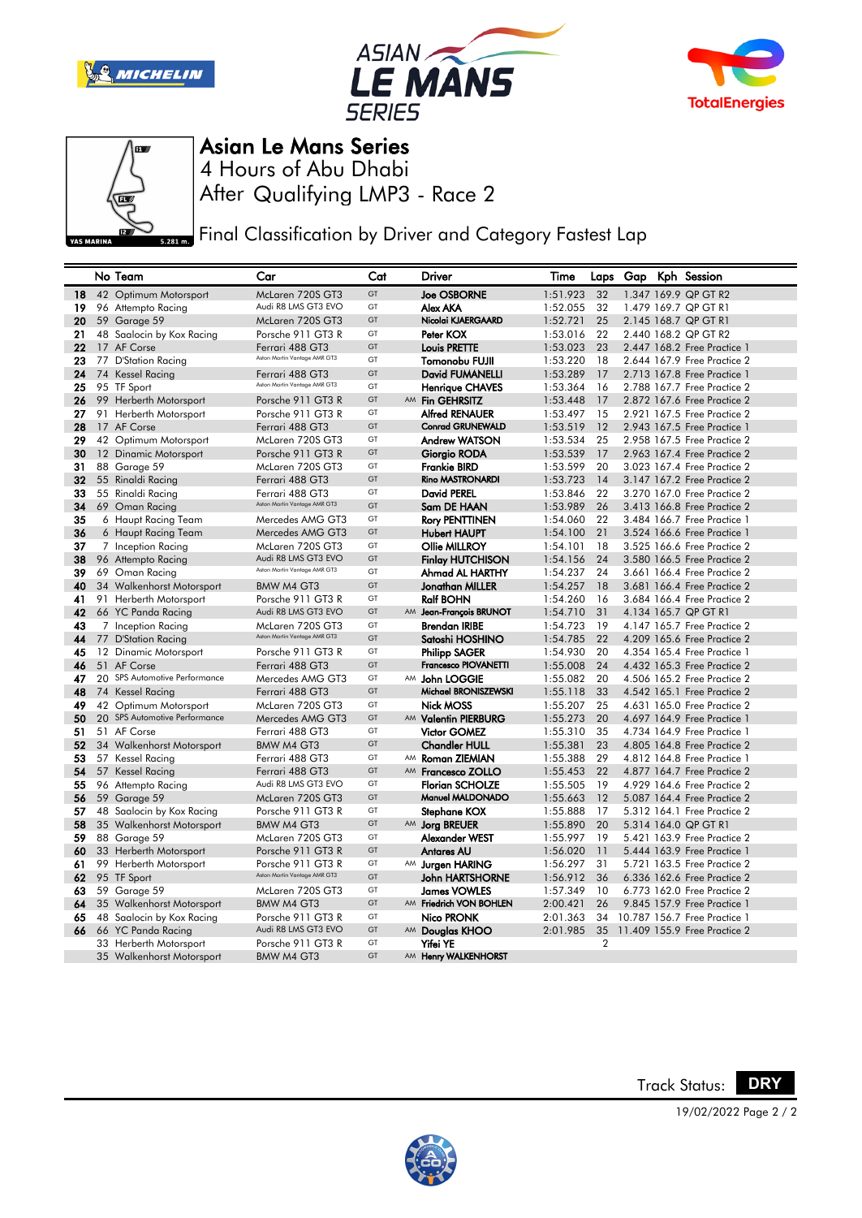# Asian Le Mans Series

4 Hours of Abu Dhabi

After Qualifying LMP3 - Race 2

Final Classification by Driver and Category Fastest Lap

| | No | Team | Car | Cat | | Driver | Time | Laps | Gap | Kph | Session |
|---|---|---|---|---|---|---|---|---|---|---|---|
| 18 | 42 | Optimum Motorsport | McLaren 720S GT3 | GT | | Joe OSBORNE | 1:51.923 | 32 | 1.347 | 169.9 | QP GT R2 |
| 19 | 96 | Attempto Racing | Audi R8 LMS GT3 EVO | GT | | Alex AKA | 1:52.055 | 32 | 1.479 | 169.7 | QP GT R1 |
| 20 | 59 | Garage 59 | McLaren 720S GT3 | GT | | Nicolai KJAERGAARD | 1:52.721 | 25 | 2.145 | 168.7 | QP GT R1 |
| 21 | 48 | Saalocin by Kox Racing | Porsche 911 GT3 R | GT | | Peter KOX | 1:53.016 | 22 | 2.440 | 168.2 | QP GT R2 |
| 22 | 17 | AF Corse | Ferrari 488 GT3 | GT | | Louis PRETTE | 1:53.023 | 23 | 2.447 | 168.2 | Free Practice 1 |
| 23 | 77 | D'Station Racing | Aston Martin Vantage AMR GT3 | GT | | Tomonobu FUJII | 1:53.220 | 18 | 2.644 | 167.9 | Free Practice 2 |
| 24 | 74 | Kessel Racing | Ferrari 488 GT3 | GT | | David FUMANELLI | 1:53.289 | 17 | 2.713 | 167.8 | Free Practice 1 |
| 25 | 95 | TF Sport | Aston Martin Vantage AMR GT3 | GT | | Henrique CHAVES | 1:53.364 | 16 | 2.788 | 167.7 | Free Practice 2 |
| 26 | 99 | Herberth Motorsport | Porsche 911 GT3 R | GT | AM | Fin GEHRSITZ | 1:53.448 | 17 | 2.872 | 167.6 | Free Practice 2 |
| 27 | 91 | Herberth Motorsport | Porsche 911 GT3 R | GT | | Alfred RENAUER | 1:53.497 | 15 | 2.921 | 167.5 | Free Practice 2 |
| 28 | 17 | AF Corse | Ferrari 488 GT3 | GT | | Conrad GRUNEWALD | 1:53.519 | 12 | 2.943 | 167.5 | Free Practice 1 |
| 29 | 42 | Optimum Motorsport | McLaren 720S GT3 | GT | | Andrew WATSON | 1:53.534 | 25 | 2.958 | 167.5 | Free Practice 2 |
| 30 | 12 | Dinamic Motorsport | Porsche 911 GT3 R | GT | | Giorgio RODA | 1:53.539 | 17 | 2.963 | 167.4 | Free Practice 2 |
| 31 | 88 | Garage 59 | McLaren 720S GT3 | GT | | Frankie BIRD | 1:53.599 | 20 | 3.023 | 167.4 | Free Practice 2 |
| 32 | 55 | Rinaldi Racing | Ferrari 488 GT3 | GT | | Rino MASTRONARDI | 1:53.723 | 14 | 3.147 | 167.2 | Free Practice 2 |
| 33 | 55 | Rinaldi Racing | Ferrari 488 GT3 | GT | | David PEREL | 1:53.846 | 22 | 3.270 | 167.0 | Free Practice 2 |
| 34 | 69 | Oman Racing | Aston Martin Vantage AMR GT3 | GT | | Sam DE HAAN | 1:53.989 | 26 | 3.413 | 166.8 | Free Practice 2 |
| 35 | 6 | Haupt Racing Team | Mercedes AMG GT3 | GT | | Rory PENTTINEN | 1:54.060 | 22 | 3.484 | 166.7 | Free Practice 1 |
| 36 | 6 | Haupt Racing Team | Mercedes AMG GT3 | GT | | Hubert HAUPT | 1:54.100 | 21 | 3.524 | 166.6 | Free Practice 1 |
| 37 | 7 | Inception Racing | McLaren 720S GT3 | GT | | Ollie MILLROY | 1:54.101 | 18 | 3.525 | 166.6 | Free Practice 2 |
| 38 | 96 | Attempto Racing | Audi R8 LMS GT3 EVO | GT | | Finlay HUTCHISON | 1:54.156 | 24 | 3.580 | 166.5 | Free Practice 2 |
| 39 | 69 | Oman Racing | Aston Martin Vantage AMR GT3 | GT | | Ahmad AL HARTHY | 1:54.237 | 24 | 3.661 | 166.4 | Free Practice 2 |
| 40 | 34 | Walkenhorst Motorsport | BMW M4 GT3 | GT | | Jonathan MILLER | 1:54.257 | 18 | 3.681 | 166.4 | Free Practice 2 |
| 41 | 91 | Herberth Motorsport | Porsche 911 GT3 R | GT | | Ralf BOHN | 1:54.260 | 16 | 3.684 | 166.4 | Free Practice 2 |
| 42 | 66 | YC Panda Racing | Audi R8 LMS GT3 EVO | GT | AM | Jean-François BRUNOT | 1:54.710 | 31 | 4.134 | 165.7 | QP GT R1 |
| 43 | 7 | Inception Racing | McLaren 720S GT3 | GT | | Brendan IRIBE | 1:54.723 | 19 | 4.147 | 165.7 | Free Practice 2 |
| 44 | 77 | D'Station Racing | Aston Martin Vantage AMR GT3 | GT | | Satoshi HOSHINO | 1:54.785 | 22 | 4.209 | 165.6 | Free Practice 2 |
| 45 | 12 | Dinamic Motorsport | Porsche 911 GT3 R | GT | | Philipp SAGER | 1:54.930 | 20 | 4.354 | 165.4 | Free Practice 1 |
| 46 | 51 | AF Corse | Ferrari 488 GT3 | GT | | Francesco PIOVANETTI | 1:55.008 | 24 | 4.432 | 165.3 | Free Practice 2 |
| 47 | 20 | SPS Automotive Performance | Mercedes AMG GT3 | GT | AM | John LOGGIE | 1:55.082 | 20 | 4.506 | 165.2 | Free Practice 2 |
| 48 | 74 | Kessel Racing | Ferrari 488 GT3 | GT | | Michael BRONISZEWSKI | 1:55.118 | 33 | 4.542 | 165.1 | Free Practice 2 |
| 49 | 42 | Optimum Motorsport | McLaren 720S GT3 | GT | | Nick MOSS | 1:55.207 | 25 | 4.631 | 165.0 | Free Practice 2 |
| 50 | 20 | SPS Automotive Performance | Mercedes AMG GT3 | GT | AM | Valentin PIERBURG | 1:55.273 | 20 | 4.697 | 164.9 | Free Practice 1 |
| 51 | 51 | AF Corse | Ferrari 488 GT3 | GT | | Victor GOMEZ | 1:55.310 | 35 | 4.734 | 164.9 | Free Practice 2 |
| 52 | 34 | Walkenhorst Motorsport | BMW M4 GT3 | GT | | Chandler HULL | 1:55.381 | 23 | 4.805 | 164.8 | Free Practice 2 |
| 53 | 57 | Kessel Racing | Ferrari 488 GT3 | GT | AM | Roman ZIEMIAN | 1:55.388 | 29 | 4.812 | 164.8 | Free Practice 1 |
| 54 | 57 | Kessel Racing | Ferrari 488 GT3 | GT | AM | Francesco ZOLLO | 1:55.453 | 22 | 4.877 | 164.7 | Free Practice 2 |
| 55 | 96 | Attempto Racing | Audi R8 LMS GT3 EVO | GT | | Florian SCHOLZE | 1:55.505 | 19 | 4.929 | 164.6 | Free Practice 2 |
| 56 | 59 | Garage 59 | McLaren 720S GT3 | GT | | Manuel MALDONADO | 1:55.663 | 12 | 5.087 | 164.4 | Free Practice 2 |
| 57 | 48 | Saalocin by Kox Racing | Porsche 911 GT3 R | GT | | Stephane KOX | 1:55.888 | 17 | 5.312 | 164.1 | Free Practice 2 |
| 58 | 35 | Walkenhorst Motorsport | BMW M4 GT3 | GT | AM | Jorg BREUER | 1:55.890 | 20 | 5.314 | 164.0 | QP GT R1 |
| 59 | 88 | Garage 59 | McLaren 720S GT3 | GT | | Alexander WEST | 1:55.997 | 19 | 5.421 | 163.9 | Free Practice 2 |
| 60 | 33 | Herberth Motorsport | Porsche 911 GT3 R | GT | | Antares AU | 1:56.020 | 11 | 5.444 | 163.9 | Free Practice 1 |
| 61 | 99 | Herberth Motorsport | Porsche 911 GT3 R | GT | AM | Jurgen HARING | 1:56.297 | 31 | 5.721 | 163.5 | Free Practice 2 |
| 62 | 95 | TF Sport | Aston Martin Vantage AMR GT3 | GT | | John HARTSHORNE | 1:56.912 | 36 | 6.336 | 162.6 | Free Practice 2 |
| 63 | 59 | Garage 59 | McLaren 720S GT3 | GT | | James VOWLES | 1:57.349 | 10 | 6.773 | 162.0 | Free Practice 2 |
| 64 | 35 | Walkenhorst Motorsport | BMW M4 GT3 | GT | AM | Friedrich VON BOHLEN | 2:00.421 | 26 | 9.845 | 157.9 | Free Practice 1 |
| 65 | 48 | Saalocin by Kox Racing | Porsche 911 GT3 R | GT | | Nico PRONK | 2:01.363 | 34 | 10.787 | 156.7 | Free Practice 1 |
| 66 | 66 | YC Panda Racing | Audi R8 LMS GT3 EVO | GT | AM | Douglas KHOO | 2:01.985 | 35 | 11.409 | 155.9 | Free Practice 2 |
| | 33 | Herberth Motorsport | Porsche 911 GT3 R | GT | | Yifei YE | | 2 | | | |
| | 35 | Walkenhorst Motorsport | BMW M4 GT3 | GT | AM | Henry WALKENHORST | | | | | |

Track Status: **DRY**

19/02/2022